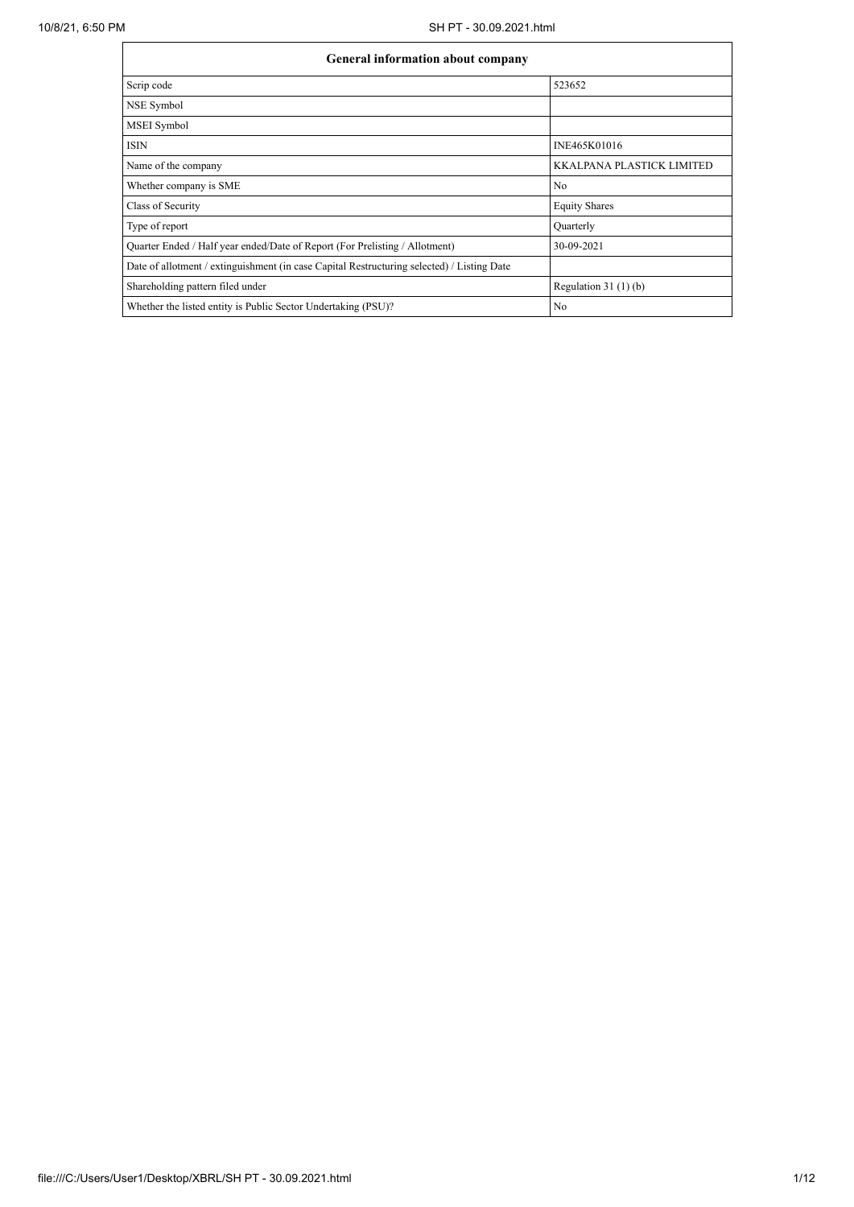| General information about company | |
|---|---|
| Scrip code | 523652 |
| NSE Symbol | |
| MSEI Symbol | |
| ISIN | INE465K01016 |
| Name of the company | KKALPANA PLASTICK LIMITED |
| Whether company is SME | No |
| Class of Security | Equity Shares |
| Type of report | Quarterly |
| Quarter Ended / Half year ended/Date of Report (For Prelisting / Allotment) | 30-09-2021 |
| Date of allotment / extinguishment (in case Capital Restructuring selected) / Listing Date | |
| Shareholding pattern filed under | Regulation 31 (1) (b) |
| Whether the listed entity is Public Sector Undertaking (PSU)? | No |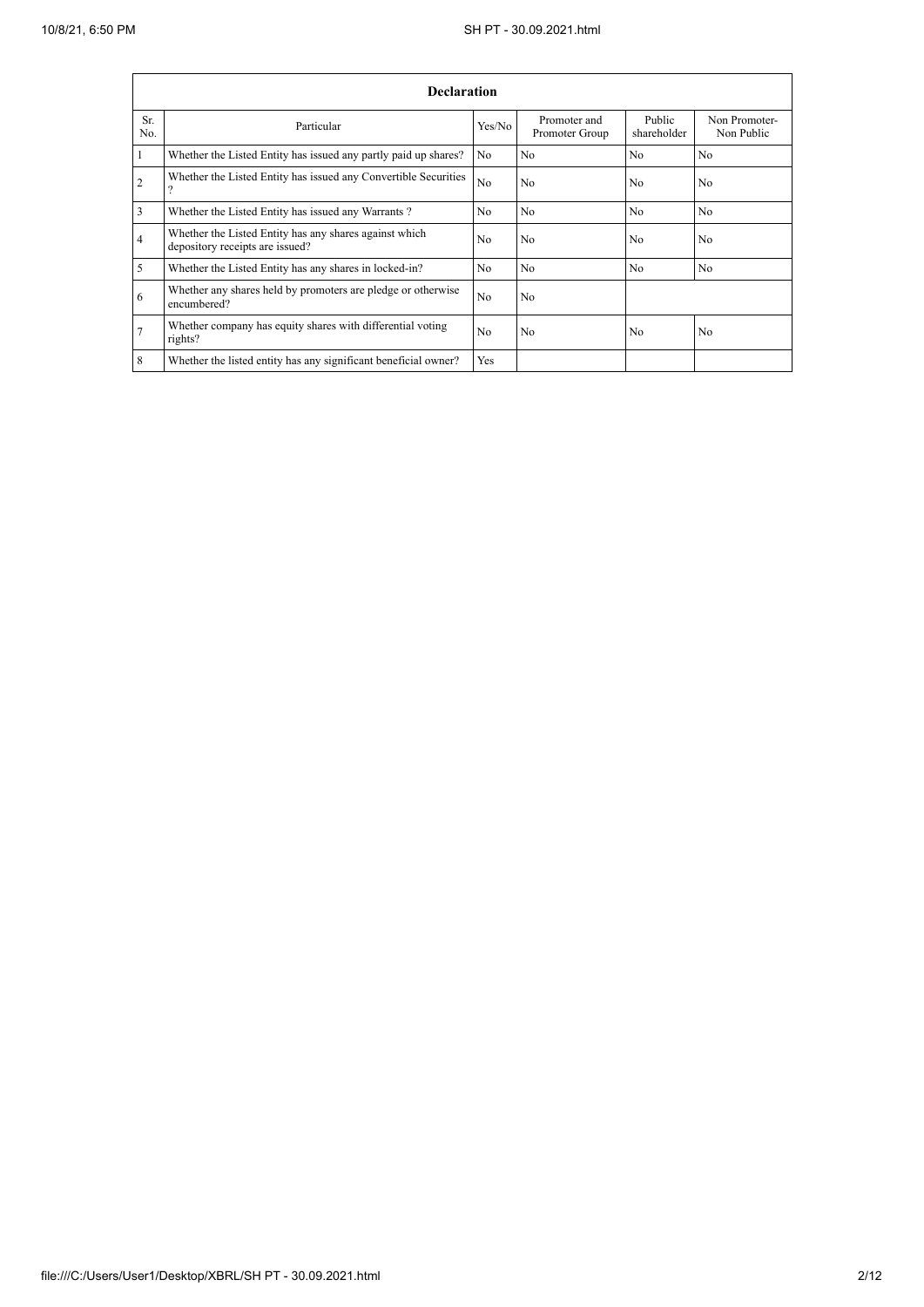| Declaration | | | | | |
|---|---|---|---|---|---|
| Sr. No. | Particular | Yes/No | Promoter and Promoter Group | Public shareholder | Non Promoter- Non Public |
| 1 | Whether the Listed Entity has issued any partly paid up shares? | No | No | No | No |
| 2 | Whether the Listed Entity has issued any Convertible Securities ? | No | No | No | No |
| 3 | Whether the Listed Entity has issued any Warrants ? | No | No | No | No |
| 4 | Whether the Listed Entity has any shares against which depository receipts are issued? | No | No | No | No |
| 5 | Whether the Listed Entity has any shares in locked-in? | No | No | No | No |
| 6 | Whether any shares held by promoters are pledge or otherwise encumbered? | No | No | | |
| 7 | Whether company has equity shares with differential voting rights? | No | No | No | No |
| 8 | Whether the listed entity has any significant beneficial owner? | Yes | | | |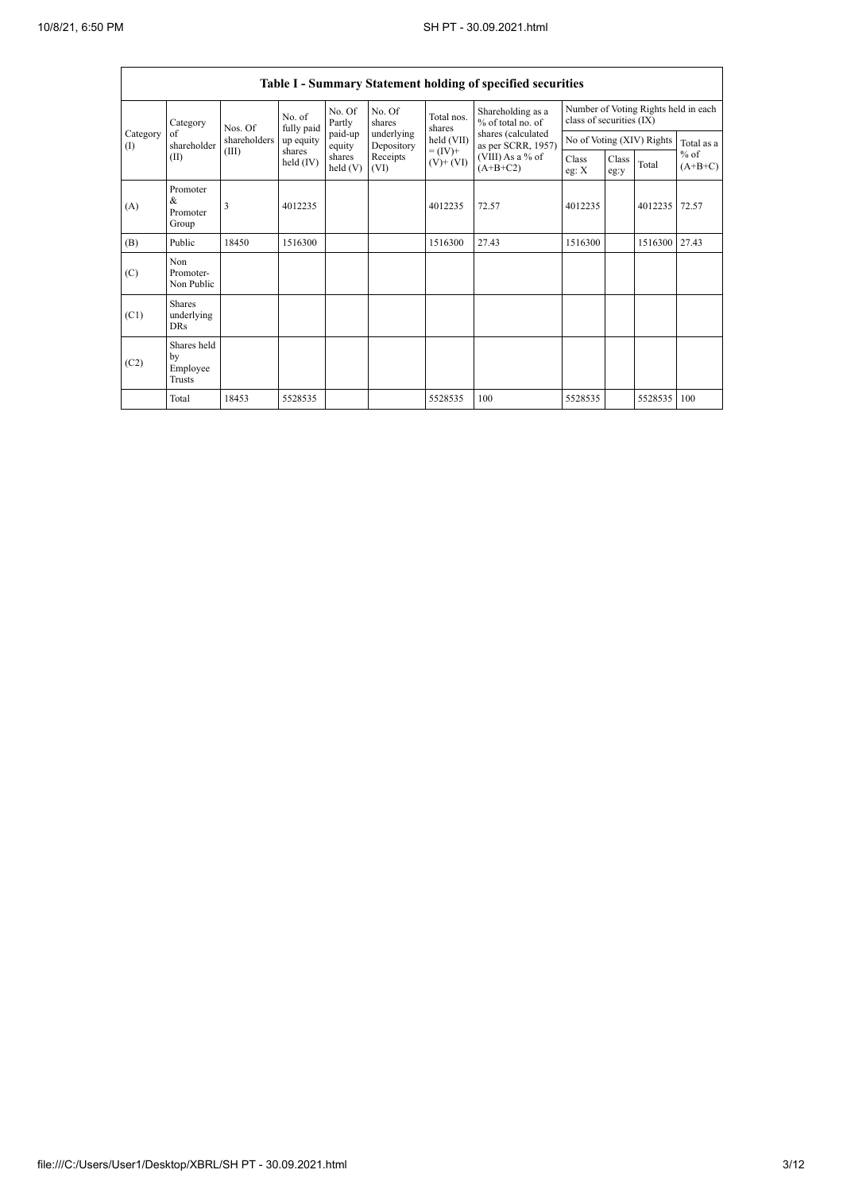## Table I - Summary Statement holding of specified securities

| Category (I) | Category of shareholder (II) | Nos. Of shareholders (III) | No. of fully paid up equity shares held (IV) | No. Of Partly paid-up equity shares held (V) | No. Of shares underlying Depository Receipts (VI) | Total nos. shares held (VII) = (IV)+ (V)+ (VI) | Shareholding as a % of total no. of shares (calculated as per SCRR, 1957) (VIII) As a % of (A+B+C2) | Number of Voting Rights held in each class of securities (IX) | | | |
|---|---|---|---|---|---|---|---|---|---|---|---|
| | | | | | | | | No of Voting (XIV) Rights | | | Total as a % of (A+B+C) |
| | | | | | | | | Class eg: X | Class eg:y | Total | |
| (A) | Promoter & Promoter Group | 3 | 4012235 | | | 4012235 | 72.57 | 4012235 | | 4012235 | 72.57 |
| (B) | Public | 18450 | 1516300 | | | 1516300 | 27.43 | 1516300 | | 1516300 | 27.43 |
| (C) | Non Promoter- Non Public | | | | | | | | | | |
| (C1) | Shares underlying DRs | | | | | | | | | | |
| (C2) | Shares held by Employee Trusts | | | | | | | | | | |
| | Total | 18453 | 5528535 | | | 5528535 | 100 | 5528535 | | 5528535 | 100 |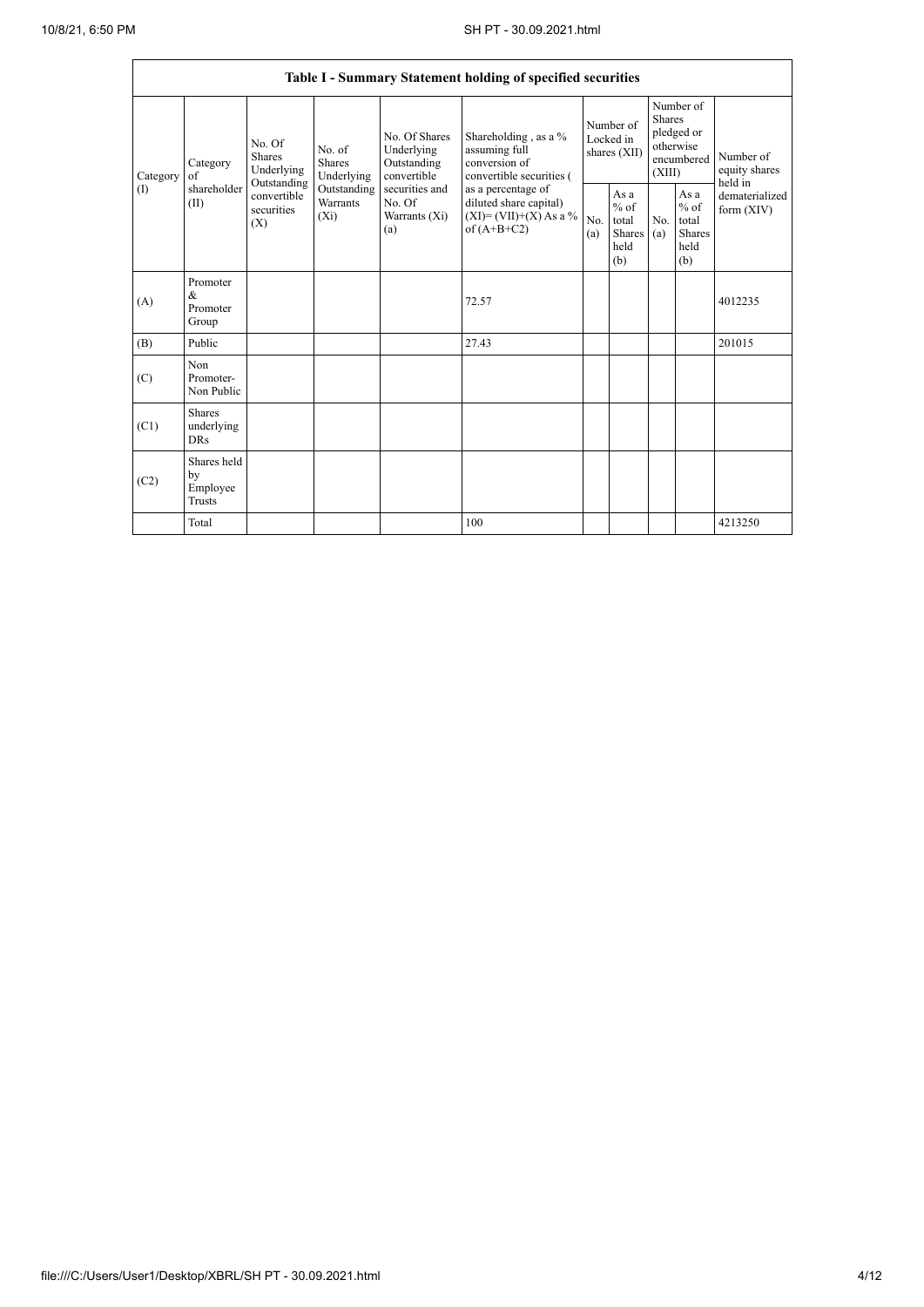| Table I - Summary Statement holding of specified securities | | | | | | | | | | |
|---|---|---|---|---|---|---|---|---|---|---|
| Category (I) | Category of shareholder (II) | No. Of Shares Underlying Outstanding convertible securities (X) | No. of Shares Underlying Outstanding Warrants (Xi) | No. Of Shares Underlying Outstanding convertible securities and No. Of Warrants (Xi) (a) | Shareholding , as a % assuming full conversion of convertible securities ( as a percentage of diluted share capital) (XI)= (VII)+(X) As a % of (A+B+C2) | Number of Locked in shares (XII) | | Number of Shares pledged or otherwise encumbered (XIII) | | Number of equity shares held in dematerialized form (XIV) |
| | | | | | | No. (a) | As a % of total Shares held (b) | No. (a) | As a % of total Shares held (b) | |
| (A) | Promoter & Promoter Group | | | | 72.57 | | | | | 4012235 |
| (B) | Public | | | | 27.43 | | | | | 201015 |
| (C) | Non Promoter- Non Public | | | | | | | | | |
| (C1) | Shares underlying DRs | | | | | | | | | |
| (C2) | Shares held by Employee Trusts | | | | | | | | | |
| | Total | | | | 100 | | | | | 4213250 |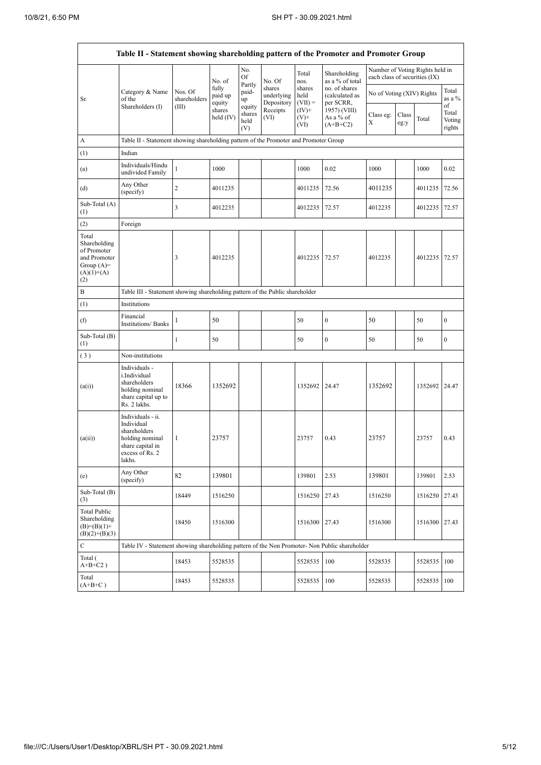**Table II - Statement showing shareholding pattern of the Promoter and Promoter Group**

| Sr. | Category & Name of the Shareholders (I) | Nos. Of shareholders (III) | No. of fully paid up equity shares held (IV) | No. Of Partly paid-up equity shares held (V) | No. Of shares underlying Depository Receipts (VI) | Total nos. shares held (VII) = (IV)+(V)+ (VI) | Shareholding as a % of total no. of shares (calculated as per SCRR, 1957) (VIII) As a % of (A+B+C2) | Number of Voting Rights held in each class of securities (IX) | | | |
|---|---|---|---|---|---|---|---|---|---|---|---|
| | | | | | | | | No of Voting (XIV) Rights | | | Total as a % of Total Voting rights |
| | | | | | | | | Class eg: X | Class eg:y | Total | |
| A | Table II - Statement showing shareholding pattern of the Promoter and Promoter Group | | | | | | | | | | |
| (1) | Indian | | | | | | | | | | |
| (a) | Individuals/Hindu undivided Family | 1 | 1000 | | | 1000 | 0.02 | 1000 | | 1000 | 0.02 |
| (d) | Any Other (specify) | 2 | 4011235 | | | 4011235 | 72.56 | 4011235 | | 4011235 | 72.56 |
| Sub-Total (A) (1) | | 3 | 4012235 | | | 4012235 | 72.57 | 4012235 | | 4012235 | 72.57 |
| (2) | Foreign | | | | | | | | | | |
| Total Shareholding of Promoter and Promoter Group (A)=(A)(1)+(A)(2) | | 3 | 4012235 | | | 4012235 | 72.57 | 4012235 | | 4012235 | 72.57 |
| B | Table III - Statement showing shareholding pattern of the Public shareholder | | | | | | | | | | |
| (1) | Institutions | | | | | | | | | | |
| (f) | Financial Institutions/ Banks | 1 | 50 | | | 50 | 0 | 50 | | 50 | 0 |
| Sub-Total (B) (1) | | 1 | 50 | | | 50 | 0 | 50 | | 50 | 0 |
| (3) | Non-institutions | | | | | | | | | | |
| (a(i)) | Individuals - i.Individual shareholders holding nominal share capital up to Rs. 2 lakhs. | 18366 | 1352692 | | | 1352692 | 24.47 | 1352692 | | 1352692 | 24.47 |
| (a(ii)) | Individuals - ii. Individual shareholders holding nominal share capital in excess of Rs. 2 lakhs. | 1 | 23757 | | | 23757 | 0.43 | 23757 | | 23757 | 0.43 |
| (e) | Any Other (specify) | 82 | 139801 | | | 139801 | 2.53 | 139801 | | 139801 | 2.53 |
| Sub-Total (B) (3) | | 18449 | 1516250 | | | 1516250 | 27.43 | 1516250 | | 1516250 | 27.43 |
| Total Public Shareholding (B)=(B)(1)+(B)(2)+(B)(3) | | 18450 | 1516300 | | | 1516300 | 27.43 | 1516300 | | 1516300 | 27.43 |
| C | Table IV - Statement showing shareholding pattern of the Non Promoter- Non Public shareholder | | | | | | | | | | |
| Total ( A+B+C2 ) | | 18453 | 5528535 | | | 5528535 | 100 | 5528535 | | 5528535 | 100 |
| Total (A+B+C ) | | 18453 | 5528535 | | | 5528535 | 100 | 5528535 | | 5528535 | 100 |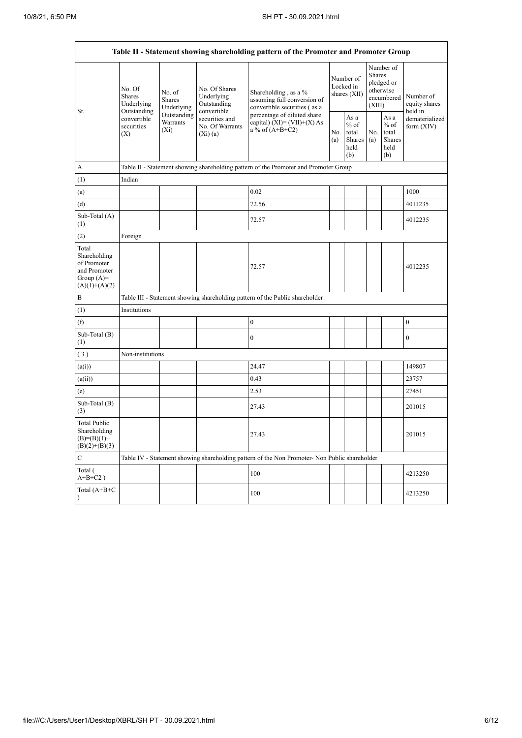| Table II - Statement showing shareholding pattern of the Promoter and Promoter Group | | | | | | | | | |
|---|---|---|---|---|---|---|---|---|---|
| Sr. | No. Of Shares Underlying Outstanding convertible securities (X) | No. of Shares Underlying Outstanding Warrants (Xi) | No. Of Shares Underlying Outstanding convertible securities and No. Of Warrants (Xi) (a) | Shareholding , as a % assuming full conversion of convertible securities ( as a percentage of diluted share capital) (XI)= (VII)+(X) As a % of (A+B+C2) | Number of Locked in shares (XII) | | Number of Shares pledged or otherwise encumbered (XIII) | | Number of equity shares held in dematerialized form (XIV) |
| | | | | | No. (a) | As a % of total Shares held (b) | No. (a) | As a % of total Shares held (b) | |
| A | Table II - Statement showing shareholding pattern of the Promoter and Promoter Group | | | | | | | | |
| (1) | Indian | | | | | | | | |
| (a) | | | | 0.02 | | | | | 1000 |
| (d) | | | | 72.56 | | | | | 4011235 |
| Sub-Total (A) (1) | | | | 72.57 | | | | | 4012235 |
| (2) | Foreign | | | | | | | | |
| Total Shareholding of Promoter and Promoter Group (A)= (A)(1)+(A)(2) | | | | 72.57 | | | | | 4012235 |
| B | Table III - Statement showing shareholding pattern of the Public shareholder | | | | | | | | |
| (1) | Institutions | | | | | | | | |
| (f) | | | | 0 | | | | | 0 |
| Sub-Total (B) (1) | | | | 0 | | | | | 0 |
| (3) | Non-institutions | | | | | | | | |
| (a(i)) | | | | 24.47 | | | | | 149807 |
| (a(ii)) | | | | 0.43 | | | | | 23757 |
| (e) | | | | 2.53 | | | | | 27451 |
| Sub-Total (B) (3) | | | | 27.43 | | | | | 201015 |
| Total Public Shareholding (B)=(B)(1)+(B)(2)+(B)(3) | | | | 27.43 | | | | | 201015 |
| C | Table IV - Statement showing shareholding pattern of the Non Promoter- Non Public shareholder | | | | | | | | |
| Total ( A+B+C2 ) | | | | 100 | | | | | 4213250 |
| Total (A+B+C ) | | | | 100 | | | | | 4213250 |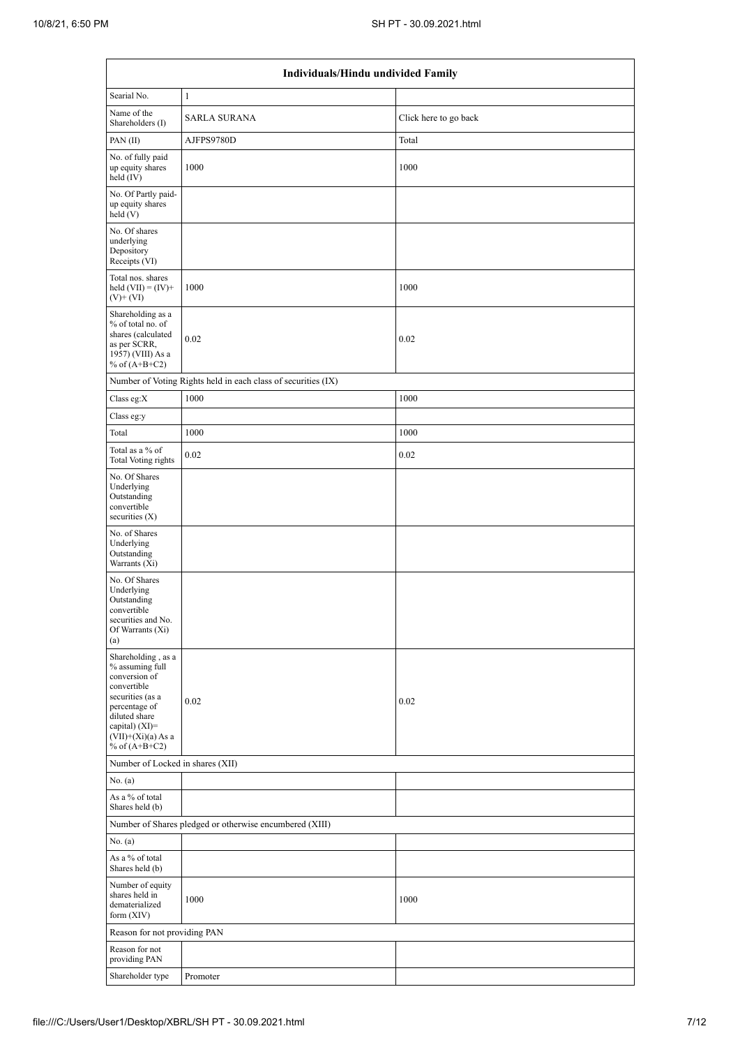| Individuals/Hindu undivided Family | | |
|---|---|---|
| Searial No. | 1 | |
| Name of the Shareholders (I) | SARLA SURANA | Click here to go back |
| PAN (II) | AJFPS9780D | Total |
| No. of fully paid up equity shares held (IV) | 1000 | 1000 |
| No. Of Partly paid-up equity shares held (V) | | |
| No. Of shares underlying Depository Receipts (VI) | | |
| Total nos. shares held (VII) = (IV)+(V)+ (VI) | 1000 | 1000 |
| Shareholding as a % of total no. of shares (calculated as per SCRR, 1957) (VIII) As a % of (A+B+C2) | 0.02 | 0.02 |
| Number of Voting Rights held in each class of securities (IX) | | |
| Class eg:X | 1000 | 1000 |
| Class eg:y | | |
| Total | 1000 | 1000 |
| Total as a % of Total Voting rights | 0.02 | 0.02 |
| No. Of Shares Underlying Outstanding convertible securities (X) | | |
| No. of Shares Underlying Outstanding Warrants (Xi) | | |
| No. Of Shares Underlying Outstanding convertible securities and No. Of Warrants (Xi) (a) | | |
| Shareholding , as a % assuming full conversion of convertible securities (as a percentage of diluted share capital) (XI)= (VII)+(Xi)(a) As a % of (A+B+C2) | 0.02 | 0.02 |
| Number of Locked in shares (XII) | | |
| No. (a) | | |
| As a % of total Shares held (b) | | |
| Number of Shares pledged or otherwise encumbered (XIII) | | |
| No. (a) | | |
| As a % of total Shares held (b) | | |
| Number of equity shares held in dematerialized form (XIV) | 1000 | 1000 |
| Reason for not providing PAN | | |
| Reason for not providing PAN | | |
| Shareholder type | Promoter | |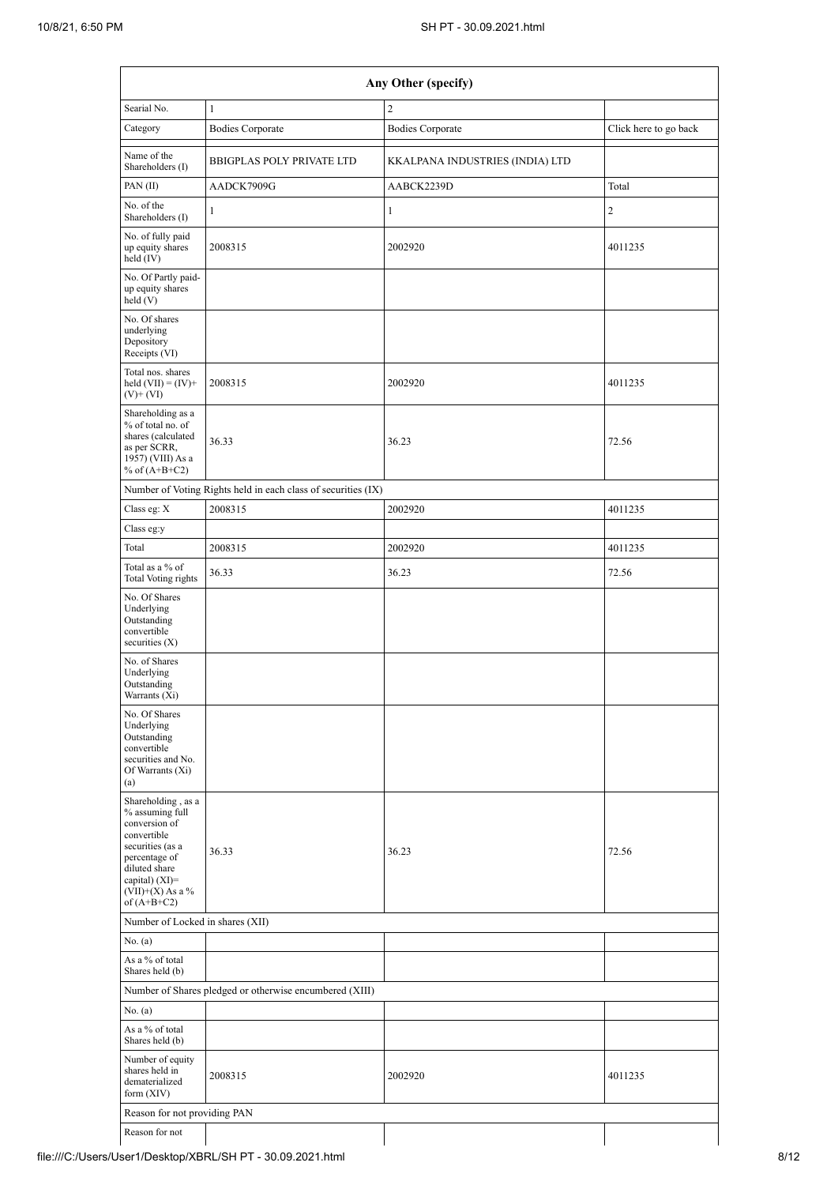| Any Other (specify) | | | |
|---|---|---|---|
| Searial No. | 1 | 2 | |
| Category | Bodies Corporate | Bodies Corporate | Click here to go back |
| Name of the Shareholders (I) | BBIGPLAS POLY PRIVATE LTD | KKALPANA INDUSTRIES (INDIA) LTD | |
| PAN (II) | AADCK7909G | AABCK2239D | Total |
| No. of the Shareholders (I) | 1 | 1 | 2 |
| No. of fully paid up equity shares held (IV) | 2008315 | 2002920 | 4011235 |
| No. Of Partly paid-up equity shares held (V) | | | |
| No. Of shares underlying Depository Receipts (VI) | | | |
| Total nos. shares held (VII) = (IV)+ (V)+ (VI) | 2008315 | 2002920 | 4011235 |
| Shareholding as a % of total no. of shares (calculated as per SCRR, 1957) (VIII) As a % of (A+B+C2) | 36.33 | 36.23 | 72.56 |
| Number of Voting Rights held in each class of securities (IX) | | | |
| Class eg: X | 2008315 | 2002920 | 4011235 |
| Class eg:y | | | |
| Total | 2008315 | 2002920 | 4011235 |
| Total as a % of Total Voting rights | 36.33 | 36.23 | 72.56 |
| No. Of Shares Underlying Outstanding convertible securities (X) | | | |
| No. of Shares Underlying Outstanding Warrants (Xi) | | | |
| No. Of Shares Underlying Outstanding convertible securities and No. Of Warrants (Xi) (a) | | | |
| Shareholding , as a % assuming full conversion of convertible securities (as a percentage of diluted share capital) (XI)= (VII)+(X) As a % of (A+B+C2) | 36.33 | 36.23 | 72.56 |
| Number of Locked in shares (XII) | | | |
| No. (a) | | | |
| As a % of total Shares held (b) | | | |
| Number of Shares pledged or otherwise encumbered (XIII) | | | |
| No. (a) | | | |
| As a % of total Shares held (b) | | | |
| Number of equity shares held in dematerialized form (XIV) | 2008315 | 2002920 | 4011235 |
| Reason for not providing PAN | | | |
| Reason for not | | | |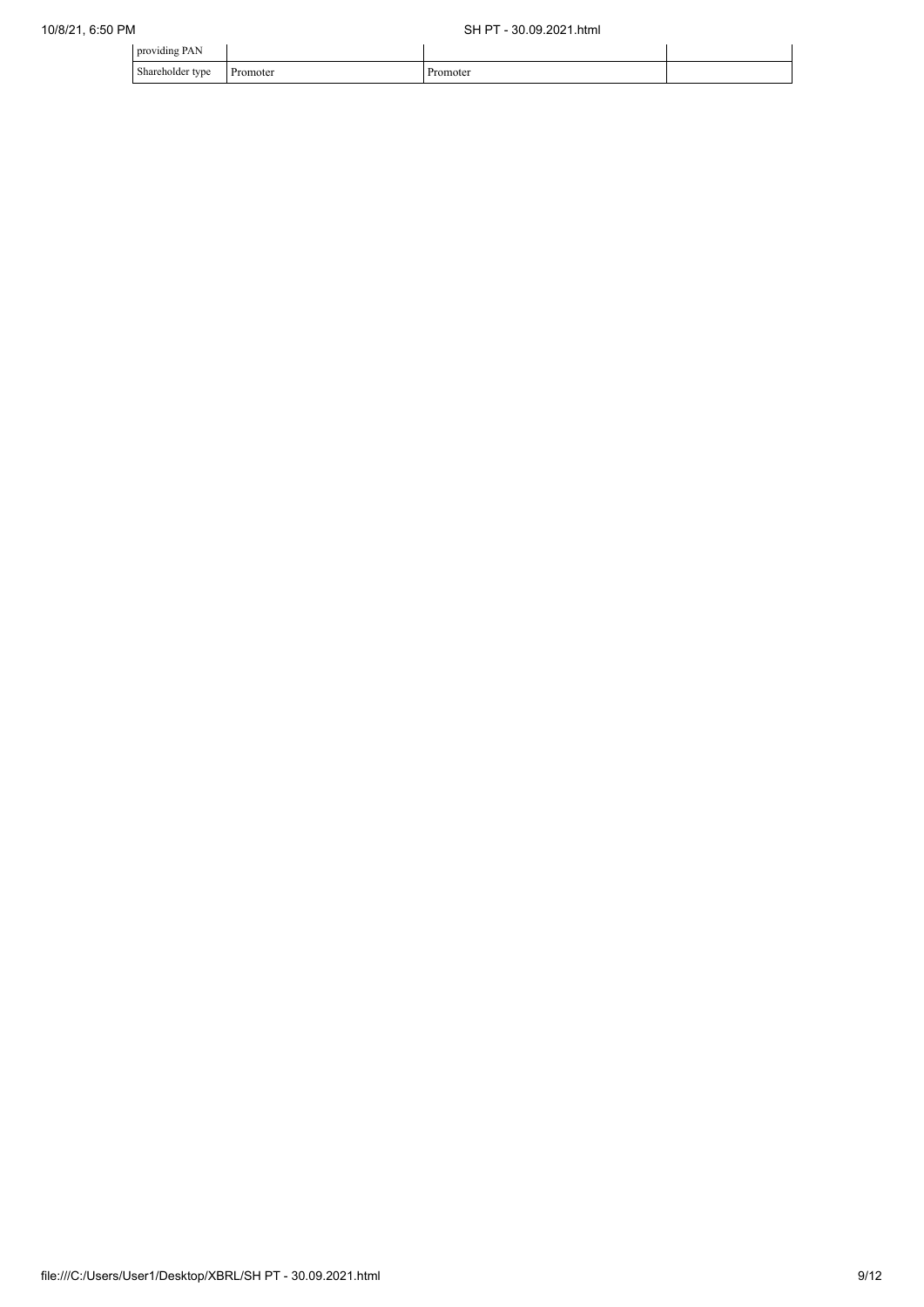| providing PAN | | | |
| --- | --- | --- | --- |
| Shareholder type | Promoter | Promoter | |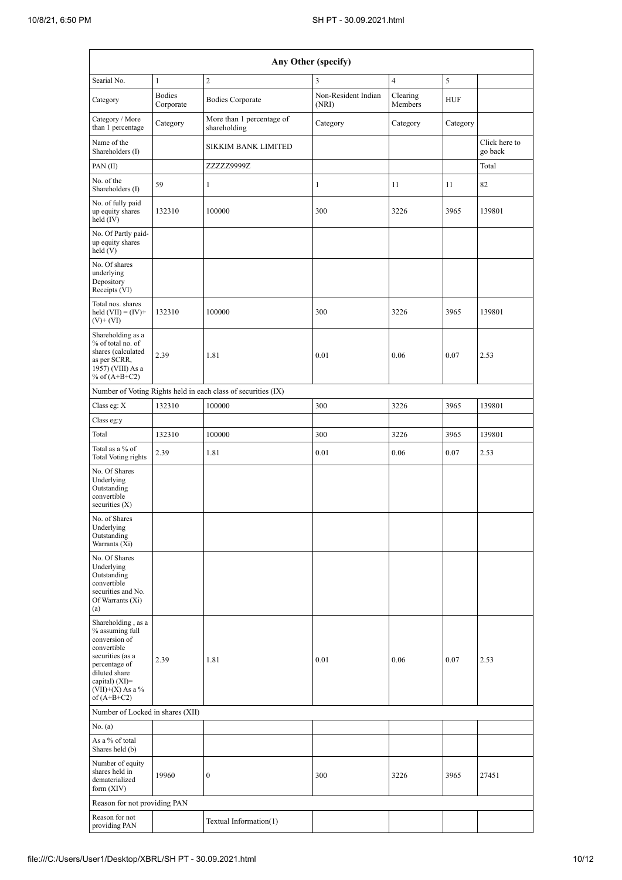| Any Other (specify) | | | | | | |
|---|---|---|---|---|---|---|
| Searial No. | 1 | 2 | 3 | 4 | 5 | |
| Category | Bodies Corporate | Bodies Corporate | Non-Resident Indian (NRI) | Clearing Members | HUF | |
| Category / More than 1 percentage | Category | More than 1 percentage of shareholding | Category | Category | Category | |
| Name of the Shareholders (I) | | SIKKIM BANK LIMITED | | | | Click here to go back |
| PAN (II) | | ZZZZZ9999Z | | | | Total |
| No. of the Shareholders (I) | 59 | 1 | 1 | 11 | 11 | 82 |
| No. of fully paid up equity shares held (IV) | 132310 | 100000 | 300 | 3226 | 3965 | 139801 |
| No. Of Partly paid-up equity shares held (V) | | | | | | |
| No. Of shares underlying Depository Receipts (VI) | | | | | | |
| Total nos. shares held (VII) = (IV)+ (V)+ (VI) | 132310 | 100000 | 300 | 3226 | 3965 | 139801 |
| Shareholding as a % of total no. of shares (calculated as per SCRR, 1957) (VIII) As a % of (A+B+C2) | 2.39 | 1.81 | 0.01 | 0.06 | 0.07 | 2.53 |
| Number of Voting Rights held in each class of securities (IX) | | | | | | |
| Class eg: X | 132310 | 100000 | 300 | 3226 | 3965 | 139801 |
| Class eg:y | | | | | | |
| Total | 132310 | 100000 | 300 | 3226 | 3965 | 139801 |
| Total as a % of Total Voting rights | 2.39 | 1.81 | 0.01 | 0.06 | 0.07 | 2.53 |
| No. Of Shares Underlying Outstanding convertible securities (X) | | | | | | |
| No. of Shares Underlying Outstanding Warrants (Xi) | | | | | | |
| No. Of Shares Underlying Outstanding convertible securities and No. Of Warrants (Xi) (a) | | | | | | |
| Shareholding , as a % assuming full conversion of convertible securities (as a percentage of diluted share capital) (XI)= (VII)+(X) As a % of (A+B+C2) | 2.39 | 1.81 | 0.01 | 0.06 | 0.07 | 2.53 |
| Number of Locked in shares (XII) | | | | | | |
| No. (a) | | | | | | |
| As a % of total Shares held (b) | | | | | | |
| Number of equity shares held in dematerialized form (XIV) | 19960 | 0 | 300 | 3226 | 3965 | 27451 |
| Reason for not providing PAN | | | | | | |
| Reason for not providing PAN | | Textual Information(1) | | | | |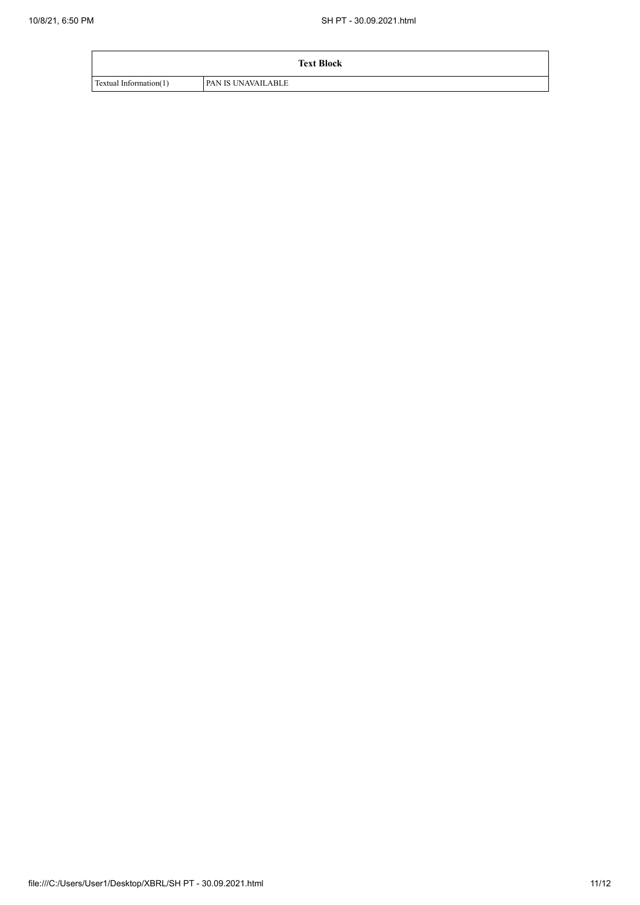| Text Block | |
|---|---|
| Textual Information(1) | PAN IS UNAVAILABLE |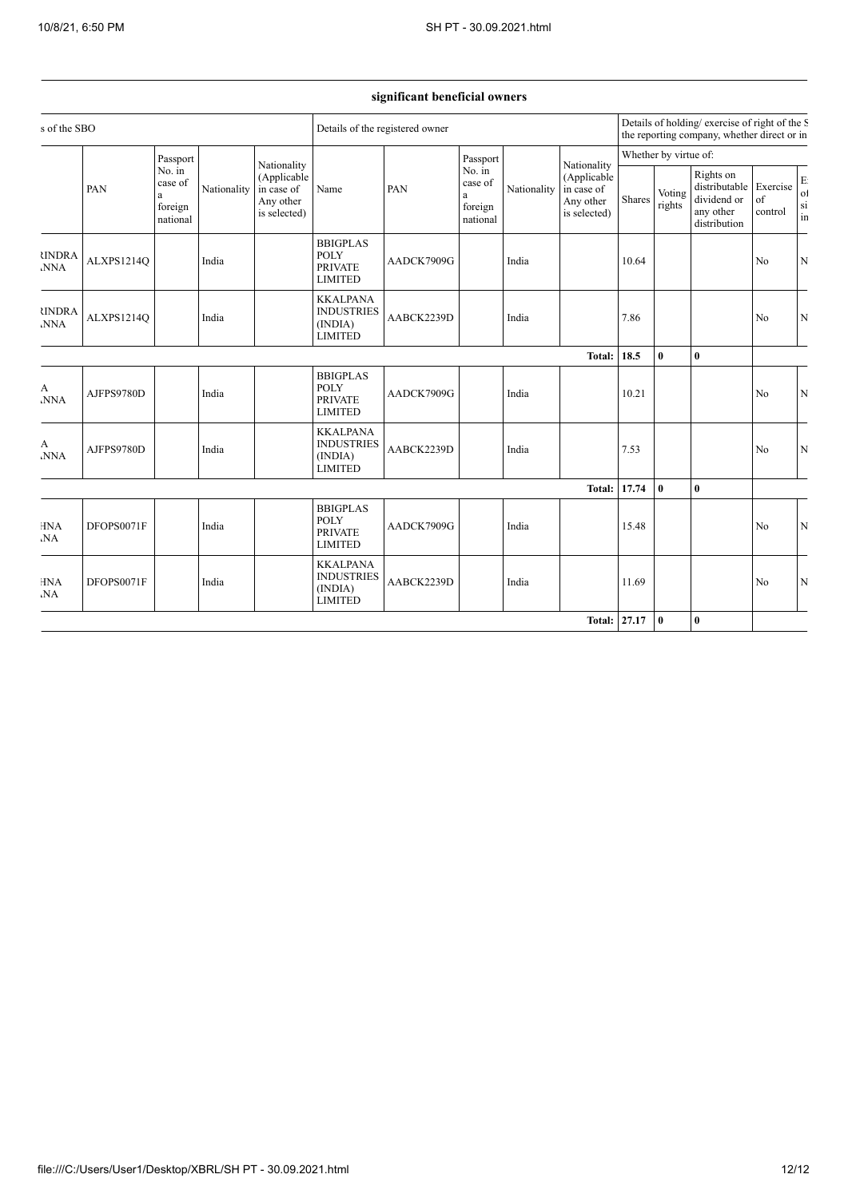## significant beneficial owners

| s of the SBO | | | | | Details of the registered owner | | | | | Details of holding/ exercise of right of the S the reporting company, whether direct or in | | | | |
|---|---|---|---|---|---|---|---|---|---|---|---|---|---|---|
| | | | | | | | | | | Whether by virtue of: | | | | |
| | PAN | Passport No. in case of a foreign national | Nationality | Nationality (Applicable in case of Any other is selected) | Name | PAN | Passport No. in case of a foreign national | Nationality | Nationality (Applicable in case of Any other is selected) | Shares | Voting rights | Rights on distributable dividend or any other distribution | Exercise of control | E of si in |
| RINDRA NNA | ALXPS1214Q | | India | | BBIGPLAS POLY PRIVATE LIMITED | AADCK7909G | | India | | 10.64 | | | No | N |
| RINDRA NNA | ALXPS1214Q | | India | | KKALPANA INDUSTRIES (INDIA) LIMITED | AABCK2239D | | India | | 7.86 | | | No | N |
| | | | | | | | | | **Total:** | **18.5** | **0** | **0** | | |
| A NNA | AJFPS9780D | | India | | BBIGPLAS POLY PRIVATE LIMITED | AADCK7909G | | India | | 10.21 | | | No | N |
| A NNA | AJFPS9780D | | India | | KKALPANA INDUSTRIES (INDIA) LIMITED | AABCK2239D | | India | | 7.53 | | | No | N |
| | | | | | | | | | **Total:** | **17.74** | **0** | **0** | | |
| HNA NA | DFOPS0071F | | India | | BBIGPLAS POLY PRIVATE LIMITED | AADCK7909G | | India | | 15.48 | | | No | N |
| HNA NA | DFOPS0071F | | India | | KKALPANA INDUSTRIES (INDIA) LIMITED | AABCK2239D | | India | | 11.69 | | | No | N |
| | | | | | | | | | **Total:** | **27.17** | **0** | **0** | | |